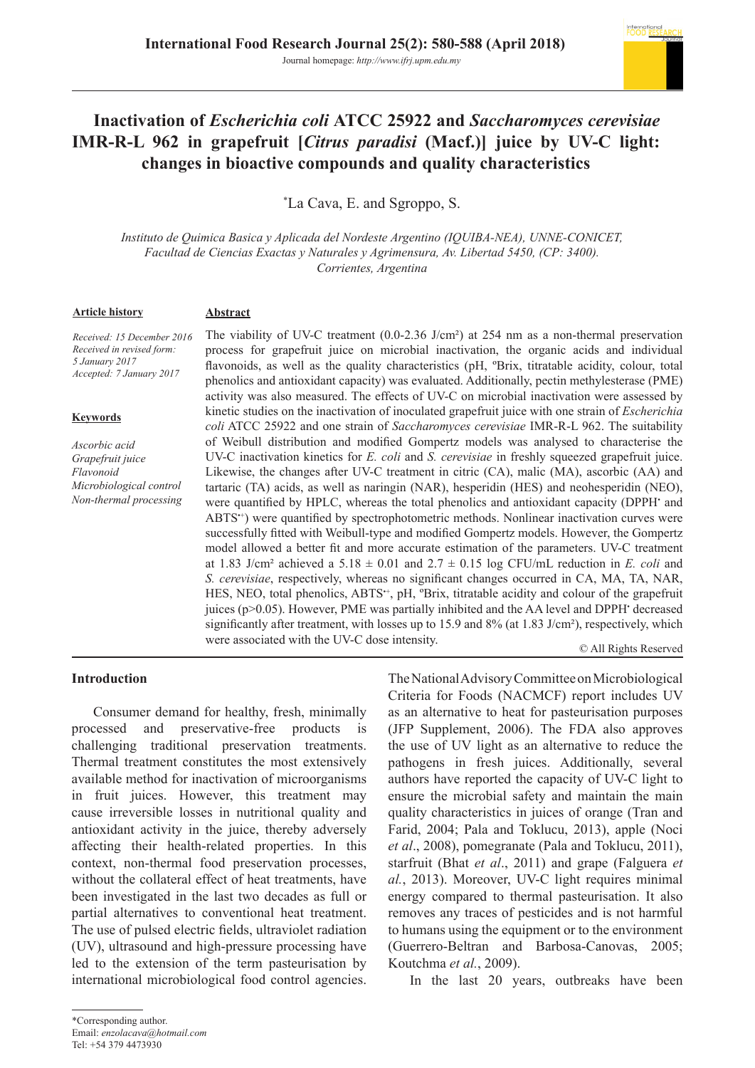# Inactivation of *Escherichia coli* ATCC 25922 and *Saccharomyces cerevisiae* IMR-R-L 962 in grapefruit [*Citrus paradisi* (Macf.)] juice by UV-C light: changes in bioactive compounds and quality characteristics

*La Cava, E. and Sgroppo, S.

*Instituto de Quimica Basica y Aplicada del Nordeste Argentino (IQUIBA-NEA), UNNE-CONICET, Facultad de Ciencias Exactas y Naturales y Agrimensura, Av. Libertad 5450, (CP: 3400). Corrientes, Argentina*

**Article history**

*Received: 15 December 2016*
*Received in revised form: 5 January 2017*
*Accepted: 7 January 2017*

**Keywords**

*Ascorbic acid*
*Grapefruit juice*
*Flavonoid*
*Microbiological control*
*Non-thermal processing*

## Abstract

The viability of UV-C treatment (0.0-2.36 J/cm²) at 254 nm as a non-thermal preservation process for grapefruit juice on microbial inactivation, the organic acids and individual flavonoids, as well as the quality characteristics (pH, ºBrix, titratable acidity, colour, total phenolics and antioxidant capacity) was evaluated. Additionally, pectin methylesterase (PME) activity was also measured. The effects of UV-C on microbial inactivation were assessed by kinetic studies on the inactivation of inoculated grapefruit juice with one strain of *Escherichia coli* ATCC 25922 and one strain of *Saccharomyces cerevisiae* IMR-R-L 962. The suitability of Weibull distribution and modified Gompertz models was analysed to characterise the UV-C inactivation kinetics for *E. coli* and *S. cerevisiae* in freshly squeezed grapefruit juice. Likewise, the changes after UV-C treatment in citric (CA), malic (MA), ascorbic (AA) and tartaric (TA) acids, as well as naringin (NAR), hesperidin (HES) and neohesperidin (NEO), were quantified by HPLC, whereas the total phenolics and antioxidant capacity (DPPH$^{\bullet}$ and ABTS$^{\bullet+}$) were quantified by spectrophotometric methods. Nonlinear inactivation curves were successfully fitted with Weibull-type and modified Gompertz models. However, the Gompertz model allowed a better fit and more accurate estimation of the parameters. UV-C treatment at 1.83 J/cm² achieved a 5.18 ± 0.01 and 2.7 ± 0.15 log CFU/mL reduction in *E. coli* and *S. cerevisiae*, respectively, whereas no significant changes occurred in CA, MA, TA, NAR, HES, NEO, total phenolics, ABTS$^{\bullet+}$, pH, ºBrix, titratable acidity and colour of the grapefruit juices ($p>0.05$). However, PME was partially inhibited and the AA level and DPPH$^{\bullet}$ decreased significantly after treatment, with losses up to 15.9 and 8% (at 1.83 J/cm²), respectively, which were associated with the UV-C dose intensity.

© All Rights Reserved

## Introduction

Consumer demand for healthy, fresh, minimally processed and preservative-free products is challenging traditional preservation treatments. Thermal treatment constitutes the most extensively available method for inactivation of microorganisms in fruit juices. However, this treatment may cause irreversible losses in nutritional quality and antioxidant activity in the juice, thereby adversely affecting their health-related properties. In this context, non-thermal food preservation processes, without the collateral effect of heat treatments, have been investigated in the last two decades as full or partial alternatives to conventional heat treatment. The use of pulsed electric fields, ultraviolet radiation (UV), ultrasound and high-pressure processing have led to the extension of the term pasteurisation by international microbiological food control agencies. The National Advisory Committee on Microbiological Criteria for Foods (NACMCF) report includes UV as an alternative to heat for pasteurisation purposes (JFP Supplement, 2006). The FDA also approves the use of UV light as an alternative to reduce the pathogens in fresh juices. Additionally, several authors have reported the capacity of UV-C light to ensure the microbial safety and maintain the main quality characteristics in juices of orange (Tran and Farid, 2004; Pala and Toklucu, 2013), apple (Noci *et al*., 2008), pomegranate (Pala and Toklucu, 2011), starfruit (Bhat *et al*., 2011) and grape (Falguera *et al.*, 2013). Moreover, UV-C light requires minimal energy compared to thermal pasteurisation. It also removes any traces of pesticides and is not harmful to humans using the equipment or to the environment (Guerrero-Beltran and Barbosa-Canovas, 2005; Koutchma *et al.*, 2009).

In the last 20 years, outbreaks have been

---

*Corresponding author.
Email: *enzolacava@hotmail.com*
Tel: +54 379 4473930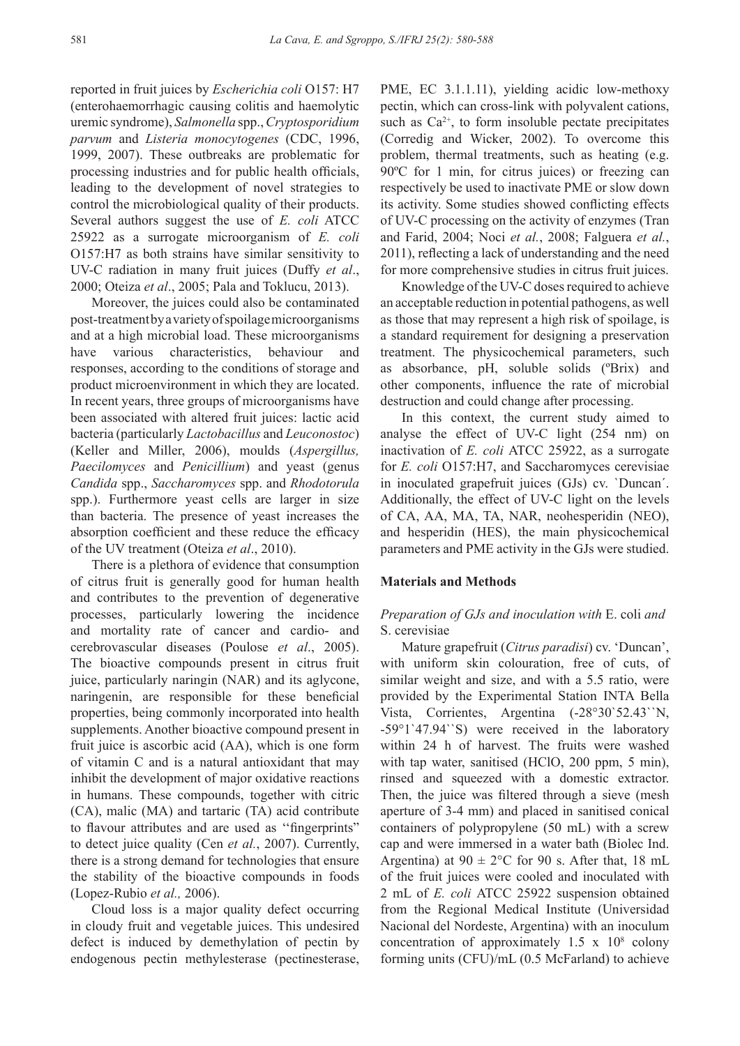reported in fruit juices by *Escherichia coli* O157: H7 (enterohaemorrhagic causing colitis and haemolytic uremic syndrome), *Salmonella* spp., *Cryptosporidium parvum* and *Listeria monocytogenes* (CDC, 1996, 1999, 2007). These outbreaks are problematic for processing industries and for public health officials, leading to the development of novel strategies to control the microbiological quality of their products. Several authors suggest the use of *E. coli* ATCC 25922 as a surrogate microorganism of *E. coli* O157:H7 as both strains have similar sensitivity to UV-C radiation in many fruit juices (Duffy *et al*., 2000; Oteiza *et al*., 2005; Pala and Toklucu, 2013).

Moreover, the juices could also be contaminated post-treatment by a variety of spoilage microorganisms and at a high microbial load. These microorganisms have various characteristics, behaviour and responses, according to the conditions of storage and product microenvironment in which they are located. In recent years, three groups of microorganisms have been associated with altered fruit juices: lactic acid bacteria (particularly *Lactobacillus* and *Leuconostoc*) (Keller and Miller, 2006), moulds (*Aspergillus, Paecilomyces* and *Penicillium*) and yeast (genus *Candida* spp., *Saccharomyces* spp. and *Rhodotorula* spp.). Furthermore yeast cells are larger in size than bacteria. The presence of yeast increases the absorption coefficient and these reduce the efficacy of the UV treatment (Oteiza *et al*., 2010).

There is a plethora of evidence that consumption of citrus fruit is generally good for human health and contributes to the prevention of degenerative processes, particularly lowering the incidence and mortality rate of cancer and cardio- and cerebrovascular diseases (Poulose *et al*., 2005). The bioactive compounds present in citrus fruit juice, particularly naringin (NAR) and its aglycone, naringenin, are responsible for these beneficial properties, being commonly incorporated into health supplements. Another bioactive compound present in fruit juice is ascorbic acid (AA), which is one form of vitamin C and is a natural antioxidant that may inhibit the development of major oxidative reactions in humans. These compounds, together with citric (CA), malic (MA) and tartaric (TA) acid contribute to flavour attributes and are used as ''fingerprints'' to detect juice quality (Cen *et al.*, 2007). Currently, there is a strong demand for technologies that ensure the stability of the bioactive compounds in foods (Lopez-Rubio *et al.,* 2006).

Cloud loss is a major quality defect occurring in cloudy fruit and vegetable juices. This undesired defect is induced by demethylation of pectin by endogenous pectin methylesterase (pectinesterase, PME, EC 3.1.1.11), yielding acidic low-methoxy pectin, which can cross-link with polyvalent cations, such as $Ca^{2+}$, to form insoluble pectate precipitates (Corredig and Wicker, 2002). To overcome this problem, thermal treatments, such as heating (e.g. 90ºC for 1 min, for citrus juices) or freezing can respectively be used to inactivate PME or slow down its activity. Some studies showed conflicting effects of UV-C processing on the activity of enzymes (Tran and Farid, 2004; Noci *et al.*, 2008; Falguera *et al.*, 2011), reflecting a lack of understanding and the need for more comprehensive studies in citrus fruit juices.

Knowledge of the UV-C doses required to achieve an acceptable reduction in potential pathogens, as well as those that may represent a high risk of spoilage, is a standard requirement for designing a preservation treatment. The physicochemical parameters, such as absorbance, pH, soluble solids (ºBrix) and other components, influence the rate of microbial destruction and could change after processing.

In this context, the current study aimed to analyse the effect of UV-C light (254 nm) on inactivation of *E. coli* ATCC 25922, as a surrogate for *E. coli* O157:H7, and Saccharomyces cerevisiae in inoculated grapefruit juices (GJs) cv. `Duncan´. Additionally, the effect of UV-C light on the levels of CA, AA, MA, TA, NAR, neohesperidin (NEO), and hesperidin (HES), the main physicochemical parameters and PME activity in the GJs were studied.

## Materials and Methods

### *Preparation of GJs and inoculation with* E. coli *and* S. cerevisiae

Mature grapefruit (*Citrus paradisi*) cv. 'Duncan', with uniform skin colouration, free of cuts, of similar weight and size, and with a 5.5 ratio, were provided by the Experimental Station INTA Bella Vista, Corrientes, Argentina (-28°30`52.43``N, -59°1`47.94``S) were received in the laboratory within 24 h of harvest. The fruits were washed with tap water, sanitised (HClO, 200 ppm, 5 min), rinsed and squeezed with a domestic extractor. Then, the juice was filtered through a sieve (mesh aperture of 3-4 mm) and placed in sanitised conical containers of polypropylene (50 mL) with a screw cap and were immersed in a water bath (Biolec Ind. Argentina) at 90 ± 2°C for 90 s. After that, 18 mL of the fruit juices were cooled and inoculated with 2 mL of *E. coli* ATCC 25922 suspension obtained from the Regional Medical Institute (Universidad Nacional del Nordeste, Argentina) with an inoculum concentration of approximately $1.5 \times 10^8$ colony forming units (CFU)/mL (0.5 McFarland) to achieve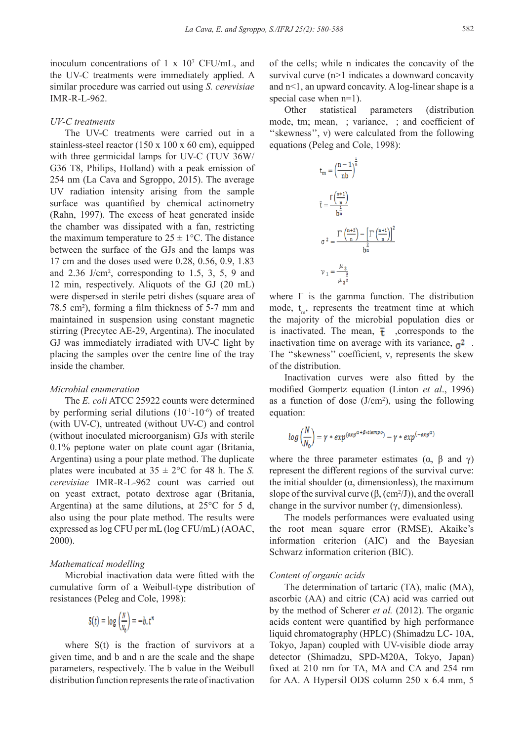inoculum concentrations of 1 x $10^7$ CFU/mL, and the UV-C treatments were immediately applied. A similar procedure was carried out using *S. cerevisiae* IMR-R-L-962.

*UV-C treatments*

The UV-C treatments were carried out in a stainless-steel reactor (150 x 100 x 60 cm), equipped with three germicidal lamps for UV-C (TUV 36W/G36 T8, Philips, Holland) with a peak emission of 254 nm (La Cava and Sgroppo, 2015). The average UV radiation intensity arising from the sample surface was quantified by chemical actinometry (Rahn, 1997). The excess of heat generated inside the chamber was dissipated with a fan, restricting the maximum temperature to 25 ± 1°C. The distance between the surface of the GJs and the lamps was 17 cm and the doses used were 0.28, 0.56, 0.9, 1.83 and 2.36 J/cm², corresponding to 1.5, 3, 5, 9 and 12 min, respectively. Aliquots of the GJ (20 mL) were dispersed in sterile petri dishes (square area of 78.5 cm²), forming a film thickness of 5-7 mm and maintained in suspension using constant magnetic stirring (Precytec AE-29, Argentina). The inoculated GJ was immediately irradiated with UV-C light by placing the samples over the centre line of the tray inside the chamber.

*Microbial enumeration*

The *E. coli* ATCC 25922 counts were determined by performing serial dilutions ($10^{-1}$-$10^{-6}$) of treated (with UV-C), untreated (without UV-C) and control (without inoculated microorganism) GJs with sterile 0.1% peptone water on plate count agar (Britania, Argentina) using a pour plate method. The duplicate plates were incubated at 35 ± 2°C for 48 h. The *S. cerevisiae* IMR-R-L-962 count was carried out on yeast extract, potato dextrose agar (Britania, Argentina) at the same dilutions, at 25°C for 5 d, also using the pour plate method. The results were expressed as log CFU per mL (log CFU/mL) (AOAC, 2000).

*Mathematical modelling*

Microbial inactivation data were fitted with the cumulative form of a Weibull-type distribution of resistances (Peleg and Cole, 1998):

$$S(t) = \log\left(\frac{N}{N_0}\right) = -b.t^n$$

where S(t) is the fraction of survivors at a given time, and b and n are the scale and the shape parameters, respectively. The b value in the Weibull distribution function represents the rate of inactivation of the cells; while n indicates the concavity of the survival curve (n>1 indicates a downward concavity and n<1, an upward concavity. A log-linear shape is a special case when n=1).

Other statistical parameters (distribution mode, tm; mean, ; variance, ; and coefficient of "skewness", ν) were calculated from the following equations (Peleg and Cole, 1998):

$$t_m = \left(\frac{n-1}{nb}\right)^{\frac{1}{n}}$$

$$\bar{t} = \frac{\Gamma\left(\frac{n+1}{n}\right)}{b^{\frac{1}{n}}}$$

$$\sigma^2 = \frac{\Gamma\left(\frac{n+2}{n}\right) - \left[\Gamma\left(\frac{n+1}{n}\right)\right]^2}{b^{\frac{2}{n}}}$$

$$\nu_1 = \frac{\mu_3}{\mu_2^{\frac{3}{2}}}$$

where Γ is the gamma function. The distribution mode, $t_m$, represents the treatment time at which the majority of the microbial population dies or is inactivated. The mean, $\bar{t}$ ,corresponds to the inactivation time on average with its variance, $\sigma^2$ . The "skewness" coefficient, ν, represents the skew of the distribution.

Inactivation curves were also fitted by the modified Gompertz equation (Linton *et al*., 1996) as a function of dose (J/cm²), using the following equation:

$$log\left(\frac{N}{N_0}\right) = \gamma * exp^{(exp^{\alpha+\beta*tiempo})} - \gamma * exp^{(-exp^{\alpha})}$$

where the three parameter estimates (α, β and γ) represent the different regions of the survival curve: the initial shoulder (α, dimensionless), the maximum slope of the survival curve (β, (cm²/J)), and the overall change in the survivor number (γ, dimensionless).

The models performances were evaluated using the root mean square error (RMSE), Akaike's information criterion (AIC) and the Bayesian Schwarz information criterion (BIC).

*Content of organic acids*

The determination of tartaric (TA), malic (MA), ascorbic (AA) and citric (CA) acid was carried out by the method of Scherer *et al.* (2012). The organic acids content were quantified by high performance liquid chromatography (HPLC) (Shimadzu LC- 10A, Tokyo, Japan) coupled with UV-visible diode array detector (Shimadzu, SPD-M20A, Tokyo, Japan) fixed at 210 nm for TA, MA and CA and 254 nm for AA. A Hypersil ODS column 250 x 6.4 mm, 5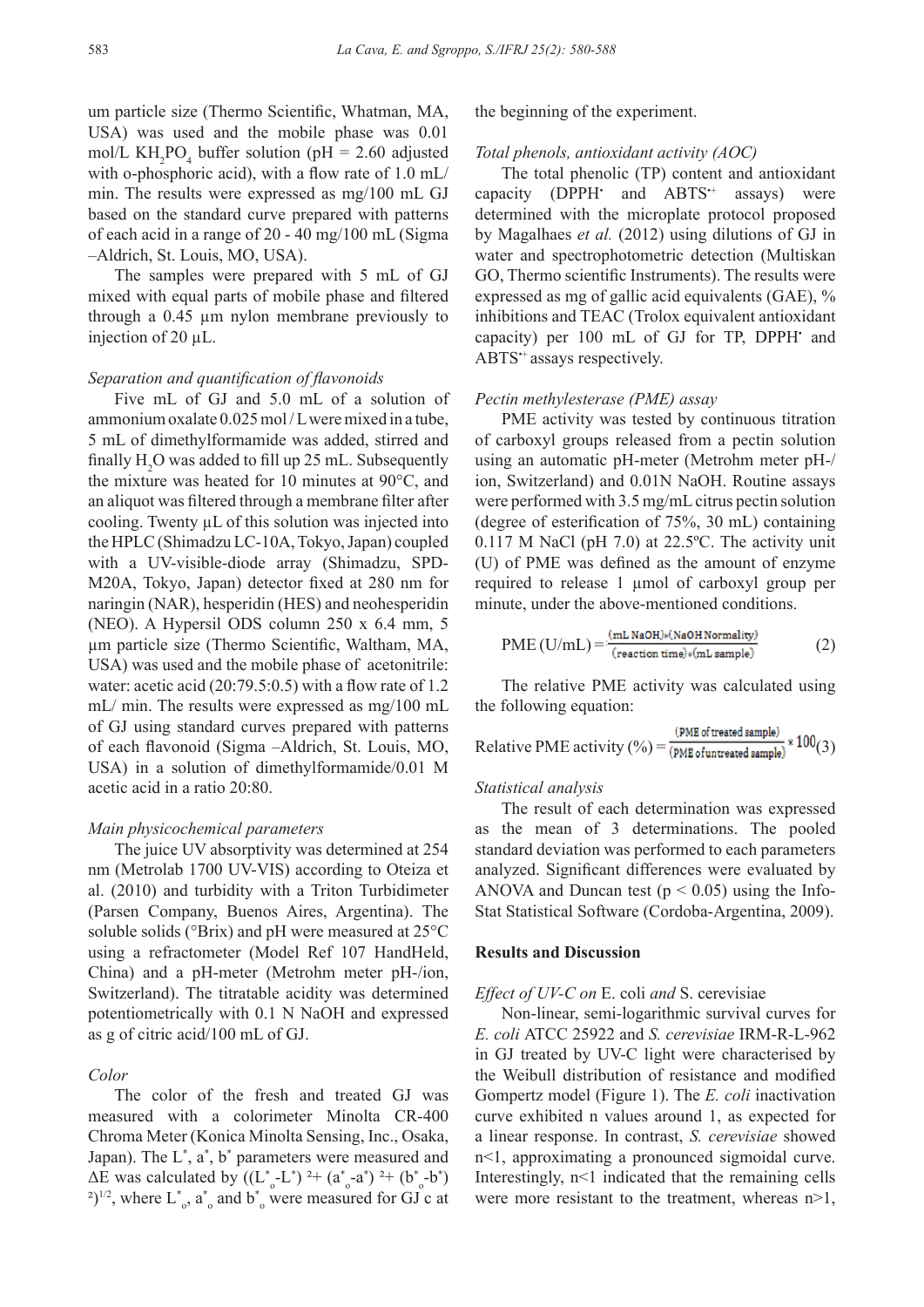um particle size (Thermo Scientific, Whatman, MA, USA) was used and the mobile phase was 0.01 mol/L $KH_2PO_4$ buffer solution (pH = 2.60 adjusted with o-phosphoric acid), with a flow rate of 1.0 mL/min. The results were expressed as mg/100 mL GJ based on the standard curve prepared with patterns of each acid in a range of 20 - 40 mg/100 mL (Sigma –Aldrich, St. Louis, MO, USA).

The samples were prepared with 5 mL of GJ mixed with equal parts of mobile phase and filtered through a 0.45 µm nylon membrane previously to injection of 20 µL.

### *Separation and quantification of flavonoids*

Five mL of GJ and 5.0 mL of a solution of ammonium oxalate 0.025 mol / L were mixed in a tube, 5 mL of dimethylformamide was added, stirred and finally $H_2O$ was added to fill up 25 mL. Subsequently the mixture was heated for 10 minutes at 90°C, and an aliquot was filtered through a membrane filter after cooling. Twenty µL of this solution was injected into the HPLC (Shimadzu LC-10A, Tokyo, Japan) coupled with a UV-visible-diode array (Shimadzu, SPD-M20A, Tokyo, Japan) detector fixed at 280 nm for naringin (NAR), hesperidin (HES) and neohesperidin (NEO). A Hypersil ODS column 250 x 6.4 mm, 5 µm particle size (Thermo Scientific, Waltham, MA, USA) was used and the mobile phase of acetonitrile: water: acetic acid (20:79.5:0.5) with a flow rate of 1.2 mL/ min. The results were expressed as mg/100 mL of GJ using standard curves prepared with patterns of each flavonoid (Sigma –Aldrich, St. Louis, MO, USA) in a solution of dimethylformamide/0.01 M acetic acid in a ratio 20:80.

### *Main physicochemical parameters*

The juice UV absorptivity was determined at 254 nm (Metrolab 1700 UV-VIS) according to Oteiza et al. (2010) and turbidity with a Triton Turbidimeter (Parsen Company, Buenos Aires, Argentina). The soluble solids (°Brix) and pH were measured at 25°C using a refractometer (Model Ref 107 HandHeld, China) and a pH-meter (Metrohm meter pH-/ion, Switzerland). The titratable acidity was determined potentiometrically with 0.1 N NaOH and expressed as g of citric acid/100 mL of GJ.

### *Color*

The color of the fresh and treated GJ was measured with a colorimeter Minolta CR-400 Chroma Meter (Konica Minolta Sensing, Inc., Osaka, Japan). The $L^*$, $a^*$, $b^*$ parameters were measured and $\Delta E$ was calculated by $((L^*_o - L^*)^2 + (a^*_o - a^*)^2 + (b^*_o - b^*)^2)^{1/2}$, where $L^*_o$, $a^*_o$ and $b^*_o$ were measured for GJ c at the beginning of the experiment.

### *Total phenols, antioxidant activity (AOC)*

The total phenolic (TP) content and antioxidant capacity ($DPPH^{\bullet}$ and $ABTS^{\bullet+}$ assays) were determined with the microplate protocol proposed by Magalhaes *et al.* (2012) using dilutions of GJ in water and spectrophotometric detection (Multiskan GO, Thermo scientific Instruments). The results were expressed as mg of gallic acid equivalents (GAE), % inhibitions and TEAC (Trolox equivalent antioxidant capacity) per 100 mL of GJ for TP, $DPPH^{\bullet}$ and $ABTS^{\bullet+}$ assays respectively.

### *Pectin methylesterase (PME) assay*

PME activity was tested by continuous titration of carboxyl groups released from a pectin solution using an automatic pH-meter (Metrohm meter pH-/ion, Switzerland) and 0.01N NaOH. Routine assays were performed with 3.5 mg/mL citrus pectin solution (degree of esterification of 75%, 30 mL) containing 0.117 M NaCl (pH 7.0) at 22.5ºC. The activity unit (U) of PME was defined as the amount of enzyme required to release 1 µmol of carboxyl group per minute, under the above-mentioned conditions.

$$\text{PME (U/mL)} = \frac{(\text{mL NaOH}) * (\text{NaOH Normality})}{(\text{reaction time}) * (\text{mL sample})} \quad (2)$$

The relative PME activity was calculated using the following equation:

$$\text{Relative PME activity (\%)} = \frac{(\text{PME of treated sample})}{(\text{PME of untreated sample})} * 100 \quad (3)$$

### *Statistical analysis*

The result of each determination was expressed as the mean of 3 determinations. The pooled standard deviation was performed to each parameters analyzed. Significant differences were evaluated by ANOVA and Duncan test ($p < 0.05$) using the Info-Stat Statistical Software (Cordoba-Argentina, 2009).

## Results and Discussion

### *Effect of UV-C on* E. coli *and* S. cerevisiae

Non-linear, semi-logarithmic survival curves for *E. coli* ATCC 25922 and *S. cerevisiae* IRM-R-L-962 in GJ treated by UV-C light were characterised by the Weibull distribution of resistance and modified Gompertz model (Figure 1). The *E. coli* inactivation curve exhibited n values around 1, as expected for a linear response. In contrast, *S. cerevisiae* showed $n<1$, approximating a pronounced sigmoidal curve. Interestingly, $n<1$ indicated that the remaining cells were more resistant to the treatment, whereas $n>1$,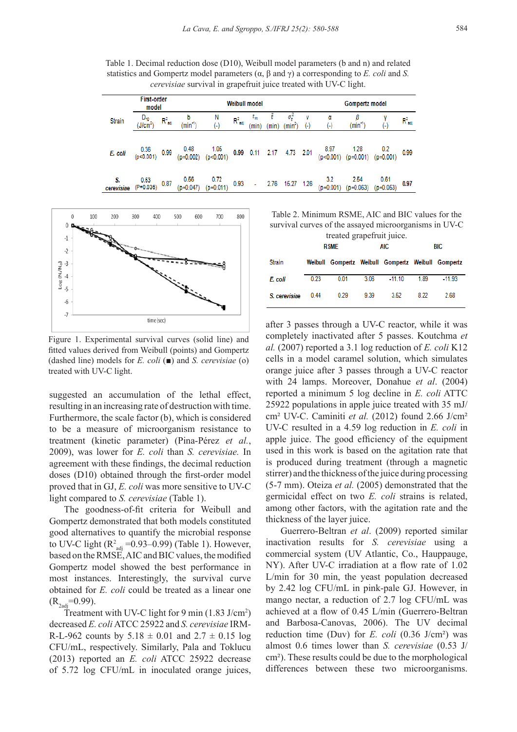Table 1. Decimal reduction dose (D10), Weibull model parameters (b and n) and related statistics and Gompertz model parameters (α, β and γ) a corresponding to *E. coli* and *S. cerevisiae* survival in grapefruit juice treated with UV-C light.

| Strain | First-order model | | Weibull model | | | | | | | Gompertz model | | | |
|---|---|---|---|---|---|---|---|---|---|---|---|---|---|
| | $D_{10}$ ($J/cm^2$) | $R^2_{adj}$ | b ($min^{-1}$) | N (-) | $R^2_{adj}$ | $t_m$ (min) | $\bar{t}$ (min) | $\sigma_t^2$ ($min^2$) | v (-) | α (-) | β ($min^{-1}$) | γ (-) | $R^2_{adj}$ |
| *E. coli* | 0.36 ($p<0.001$) | 0.99 | 0.48 ($p=0.002$) | 1.05 ($p<0.001$) | **0.99** | 0.11 | 2.17 | 4.73 | 2.01 | 8.97 ($p<0.001$) | 1.28 ($p=0.001$) | 0.2 ($p=0.001$) | 0.99 |
| *S. cerevisiae* | 0.53 ($P=0.036$) | 0.87 | 0.56 ($p=0.047$) | 0.72 ($p=0.011$) | 0.93 | - | 2.76 | 15.27 | 1.26 | 3.2 ($p=0.001$) | 2.54 ($p=0.063$) | 0.61 ($p=0.053$) | **0.97** |

Figure 1. Experimental survival curves (solid line) and fitted values derived from Weibull (points) and Gompertz (dashed line) models for *E. coli* (■) and *S. cerevisiae* (o) treated with UV-C light.

suggested an accumulation of the lethal effect, resulting in an increasing rate of destruction with time. Furthermore, the scale factor (b), which is considered to be a measure of microorganism resistance to treatment (kinetic parameter) (Pina-Pérez *et al.*, 2009), was lower for *E. coli* than *S. cerevisiae.* In agreement with these findings, the decimal reduction doses (D10) obtained through the first-order model proved that in GJ, *E. coli* was more sensitive to UV-C light compared to *S. cerevisiae* (Table 1).

The goodness-of-fit criteria for Weibull and Gompertz demonstrated that both models constituted good alternatives to quantify the microbial response to UV-C light ($R^2_{adj}$ =0.93–0.99) (Table 1). However, based on the RMSE, AIC and BIC values, the modified Gompertz model showed the best performance in most instances. Interestingly, the survival curve obtained for *E. coli* could be treated as a linear one ($R_{2adj}$=0.99).

Treatment with UV-C light for 9 min (1.83 J/cm²) decreased *E. coli* ATCC 25922 and *S. cerevisiae* IRM-R-L-962 counts by 5.18 ± 0.01 and 2.7 ± 0.15 log CFU/mL, respectively. Similarly, Pala and Toklucu (2013) reported an *E. coli* ATCC 25922 decrease of 5.72 log CFU/mL in inoculated orange juices, after 3 passes through a UV-C reactor, while it was completely inactivated after 5 passes. Koutchma *et al.* (2007) reported a 3.1 log reduction of *E. coli* K12 cells in a model caramel solution, which simulates orange juice after 3 passes through a UV-C reactor with 24 lamps. Moreover, Donahue *et al.* (2004) reported a minimum 5 log decline in *E. coli* ATTC 25922 populations in apple juice treated with 35 mJ/cm² UV-C. Caminiti *et al.* (2012) found 2.66 J/cm² UV-C resulted in a 4.59 log reduction in *E. coli* in apple juice. The good efficiency of the equipment used in this work is based on the agitation rate that is produced during treatment (through a magnetic stirrer) and the thickness of the juice during processing (5-7 mm). Oteiza *et al.* (2005) demonstrated that the germicidal effect on two *E. coli* strains is related, among other factors, with the agitation rate and the thickness of the layer juice.

Table 2. Minimum RSME, AIC and BIC values for the survival curves of the assayed microorganisms in UV-C treated grapefruit juice.

| Strain | RSME | | AIC | | BIC | |
|---|---|---|---|---|---|---|
| | Weibull | Gompertz | Weibull | Gompertz | Weibull | Gompertz |
| *E. coli* | 0.23 | 0.01 | 3.06 | -11.10 | 1.89 | -11.93 |
| *S. cerevisiae* | 0.44 | 0.29 | 9.39 | 3.52 | 8.22 | 2.68 |

Guerrero-Beltran *et al.* (2009) reported similar inactivation results for *S. cerevisiae* using a commercial system (UV Atlantic, Co., Hauppauge, NY). After UV-C irradiation at a flow rate of 1.02 L/min for 30 min, the yeast population decreased by 2.42 log CFU/mL in pink-pale GJ. However, in mango nectar, a reduction of 2.7 log CFU/mL was achieved at a flow of 0.45 L/min (Guerrero-Beltran and Barbosa-Canovas, 2006). The UV decimal reduction time (Duv) for *E. coli* (0.36 J/cm²) was almost 0.6 times lower than *S. cerevisiae* (0.53 J/cm²). These results could be due to the morphological differences between these two microorganisms.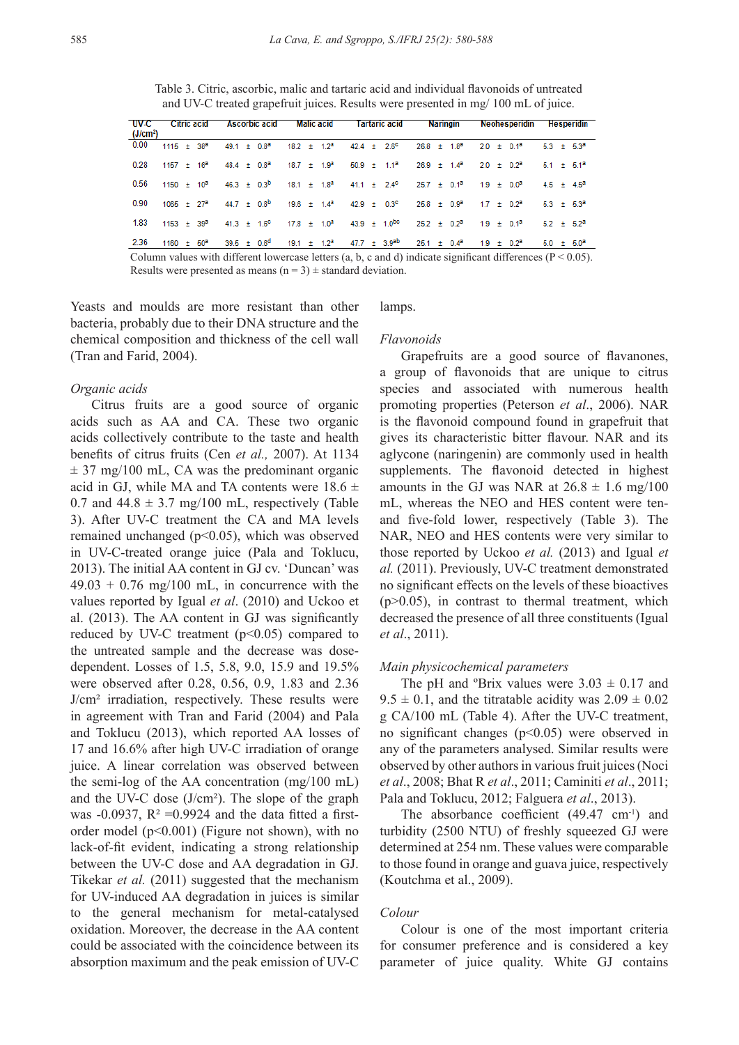Table 3. Citric, ascorbic, malic and tartaric acid and individual flavonoids of untreated and UV-C treated grapefruit juices. Results were presented in mg/ 100 mL of juice.

| UV-C ($J/cm^2$) | Citric acid | Ascorbic acid | Malic acid | Tartaric acid | Naringin | Neohesperidin | Hesperidin |
|---|---|---|---|---|---|---|---|
| 0.00 | 1115 ± 38[a] | 49.1 ± 0.8[a] | 18.2 ± 1.2[a] | 42.4 ± 2.6[c] | 26.8 ± 1.8[a] | 2.0 ± 0.1[a] | 5.3 ± 5.3[a] |
| 0.28 | 1157 ± 16[a] | 48.4 ± 0.8[a] | 18.7 ± 1.9[a] | 50.9 ± 1.1[a] | 26.9 ± 1.4[a] | 2.0 ± 0.2[a] | 5.1 ± 5.1[a] |
| 0.56 | 1150 ± 10[a] | 46.3 ± 0.3[b] | 18.1 ± 1.8[a] | 41.1 ± 2.4[c] | 25.7 ± 0.1[a] | 1.9 ± 0.0[a] | 4.5 ± 4.5[a] |
| 0.90 | 1065 ± 27[a] | 44.7 ± 0.8[b] | 19.6 ± 1.4[a] | 42.9 ± 0.3[c] | 25.8 ± 0.9[a] | 1.7 ± 0.2[a] | 5.3 ± 5.3[a] |
| 1.83 | 1153 ± 39[a] | 41.3 ± 1.5[c] | 17.8 ± 1.0[a] | 43.9 ± 1.0[bc] | 25.2 ± 0.2[a] | 1.9 ± 0.1[a] | 5.2 ± 5.2[a] |
| 2.36 | 1160 ± 50[a] | 39.5 ± 0.5[d] | 19.1 ± 1.2[a] | 47.7 ± 3.9[ab] | 25.1 ± 0.4[a] | 1.9 ± 0.2[a] | 5.0 ± 5.0[a] |

Column values with different lowercase letters (a, b, c and d) indicate significant differences ($P < 0.05$). Results were presented as means ($n = 3$) ± standard deviation.

Yeasts and moulds are more resistant than other bacteria, probably due to their DNA structure and the chemical composition and thickness of the cell wall (Tran and Farid, 2004).

*Organic acids*

Citrus fruits are a good source of organic acids such as AA and CA. These two organic acids collectively contribute to the taste and health benefits of citrus fruits (Cen *et al.,* 2007). At 1134 ± 37 mg/100 mL, CA was the predominant organic acid in GJ, while MA and TA contents were 18.6 ± 0.7 and 44.8 ± 3.7 mg/100 mL, respectively (Table 3). After UV-C treatment the CA and MA levels remained unchanged ($p<0.05$), which was observed in UV-C-treated orange juice (Pala and Toklucu, 2013). The initial AA content in GJ cv. 'Duncan' was 49.03 + 0.76 mg/100 mL, in concurrence with the values reported by Igual *et al*. (2010) and Uckoo et al. (2013). The AA content in GJ was significantly reduced by UV-C treatment ($p<0.05$) compared to the untreated sample and the decrease was dose-dependent. Losses of 1.5, 5.8, 9.0, 15.9 and 19.5% were observed after 0.28, 0.56, 0.9, 1.83 and 2.36 $J/cm^2$ irradiation, respectively. These results were in agreement with Tran and Farid (2004) and Pala and Toklucu (2013), which reported AA losses of 17 and 16.6% after high UV-C irradiation of orange juice. A linear correlation was observed between the semi-log of the AA concentration (mg/100 mL) and the UV-C dose ($J/cm^2$). The slope of the graph was -0.0937, $R^2$ =0.9924 and the data fitted a first-order model ($p<0.001$) (Figure not shown), with no lack-of-fit evident, indicating a strong relationship between the UV-C dose and AA degradation in GJ. Tikekar *et al.* (2011) suggested that the mechanism for UV-induced AA degradation in juices is similar to the general mechanism for metal-catalysed oxidation. Moreover, the decrease in the AA content could be associated with the coincidence between its absorption maximum and the peak emission of UV-C lamps.

*Flavonoids*

Grapefruits are a good source of flavanones, a group of flavonoids that are unique to citrus species and associated with numerous health promoting properties (Peterson *et al*., 2006). NAR is the flavonoid compound found in grapefruit that gives its characteristic bitter flavour. NAR and its aglycone (naringenin) are commonly used in health supplements. The flavonoid detected in highest amounts in the GJ was NAR at 26.8 ± 1.6 mg/100 mL, whereas the NEO and HES content were ten- and five-fold lower, respectively (Table 3). The NAR, NEO and HES contents were very similar to those reported by Uckoo *et al.* (2013) and Igual *et al.* (2011). Previously, UV-C treatment demonstrated no significant effects on the levels of these bioactives ($p>0.05$), in contrast to thermal treatment, which decreased the presence of all three constituents (Igual *et al*., 2011).

*Main physicochemical parameters*

The pH and ºBrix values were 3.03 ± 0.17 and 9.5 ± 0.1, and the titratable acidity was 2.09 ± 0.02 g CA/100 mL (Table 4). After the UV-C treatment, no significant changes ($p<0.05$) were observed in any of the parameters analysed. Similar results were observed by other authors in various fruit juices (Noci *et al*., 2008; Bhat R *et al*., 2011; Caminiti *et al*., 2011; Pala and Toklucu, 2012; Falguera *et al*., 2013).

The absorbance coefficient (49.47 $cm^{-1}$) and turbidity (2500 NTU) of freshly squeezed GJ were determined at 254 nm. These values were comparable to those found in orange and guava juice, respectively (Koutchma et al., 2009).

*Colour*

Colour is one of the most important criteria for consumer preference and is considered a key parameter of juice quality. White GJ contains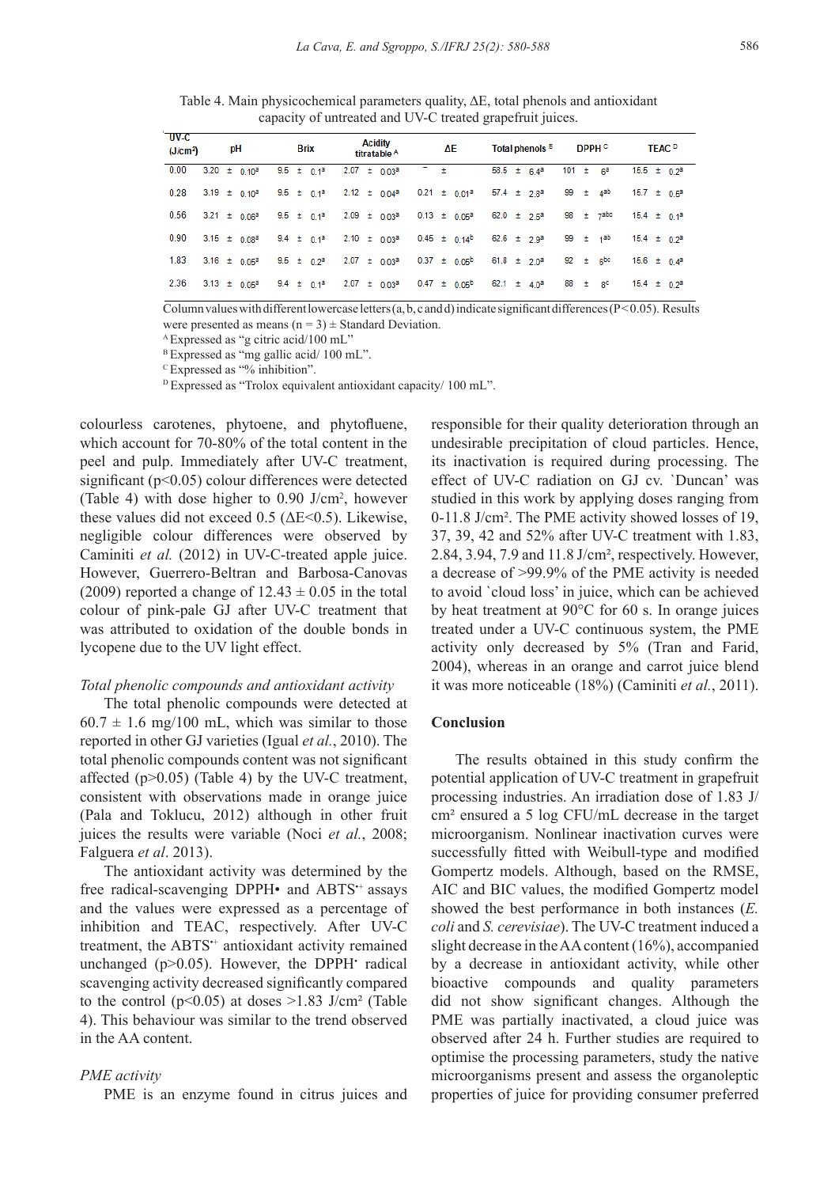Table 4. Main physicochemical parameters quality, ΔE, total phenols and antioxidant capacity of untreated and UV-C treated grapefruit juices.

| UV-C ($J/cm^2$) | pH | Brix | Acidity titratable [A] | ΔE | Total phenols [B] | DPPH [C] | TEAC [D] |
|---|---|---|---|---|---|---|---|
| 0.00 | 3.20 ± 0.10[a] | 9.5 ± 0.1[a] | 2.07 ± 0.03[a] | - ± | 58.5 ± 6.4[a] | 101 ± 6[a] | 15.5 ± 0.2[a] |
| 0.28 | 3.19 ± 0.10[a] | 9.5 ± 0.1[a] | 2.12 ± 0.04[a] | 0.21 ± 0.01[a] | 57.4 ± 2.3[a] | 99 ± 4[ab] | 15.7 ± 0.5[a] |
| 0.56 | 3.21 ± 0.06[a] | 9.5 ± 0.1[a] | 2.09 ± 0.03[a] | 0.13 ± 0.05[a] | 62.0 ± 2.5[a] | 98 ± 7[abc] | 15.4 ± 0.1[a] |
| 0.90 | 3.15 ± 0.08[a] | 9.4 ± 0.1[a] | 2.10 ± 0.03[a] | 0.45 ± 0.14[b] | 62.6 ± 2.9[a] | 99 ± 1[ab] | 15.4 ± 0.2[a] |
| 1.83 | 3.16 ± 0.05[a] | 9.5 ± 0.2[a] | 2.07 ± 0.03[a] | 0.37 ± 0.05[b] | 61.8 ± 2.0[a] | 92 ± 6[bc] | 15.6 ± 0.4[a] |
| 2.36 | 3.13 ± 0.05[a] | 9.4 ± 0.1[a] | 2.07 ± 0.03[a] | 0.47 ± 0.05[b] | 62.1 ± 4.0[a] | 88 ± 8[c] | 15.4 ± 0.2[a] |

Column values with different lowercase letters (a, b, c and d) indicate significant differences (P<0.05). Results were presented as means (n = 3) ± Standard Deviation.
[A] Expressed as "g citric acid/100 mL"
[B] Expressed as "mg gallic acid/ 100 mL".
[C] Expressed as "% inhibition".
[D] Expressed as "Trolox equivalent antioxidant capacity/ 100 mL".

colourless carotenes, phytoene, and phytofluene, which account for 70-80% of the total content in the peel and pulp. Immediately after UV-C treatment, significant ($p<0.05$) colour differences were detected (Table 4) with dose higher to 0.90 $J/cm^2$, however these values did not exceed 0.5 (ΔE<0.5). Likewise, negligible colour differences were observed by Caminiti *et al.* (2012) in UV-C-treated apple juice. However, Guerrero-Beltran and Barbosa-Canovas (2009) reported a change of 12.43 ± 0.05 in the total colour of pink-pale GJ after UV-C treatment that was attributed to oxidation of the double bonds in lycopene due to the UV light effect.

*Total phenolic compounds and antioxidant activity*

The total phenolic compounds were detected at 60.7 ± 1.6 mg/100 mL, which was similar to those reported in other GJ varieties (Igual *et al.*, 2010). The total phenolic compounds content was not significant affected ($p>0.05$) (Table 4) by the UV-C treatment, consistent with observations made in orange juice (Pala and Toklucu, 2012) although in other fruit juices the results were variable (Noci *et al.*, 2008; Falguera *et al*. 2013).

The antioxidant activity was determined by the free radical-scavenging DPPH• and ABTS•+ assays and the values were expressed as a percentage of inhibition and TEAC, respectively. After UV-C treatment, the ABTS•+ antioxidant activity remained unchanged ($p>0.05$). However, the DPPH• radical scavenging activity decreased significantly compared to the control ($p<0.05$) at doses >1.83 $J/cm^2$ (Table 4). This behaviour was similar to the trend observed in the AA content.

*PME activity*

PME is an enzyme found in citrus juices and responsible for their quality deterioration through an undesirable precipitation of cloud particles. Hence, its inactivation is required during processing. The effect of UV-C radiation on GJ cv. `Duncan' was studied in this work by applying doses ranging from 0-11.8 $J/cm^2$. The PME activity showed losses of 19, 37, 39, 42 and 52% after UV-C treatment with 1.83, 2.84, 3.94, 7.9 and 11.8 $J/cm^2$, respectively. However, a decrease of >99.9% of the PME activity is needed to avoid `cloud loss' in juice, which can be achieved by heat treatment at 90°C for 60 s. In orange juices treated under a UV-C continuous system, the PME activity only decreased by 5% (Tran and Farid, 2004), whereas in an orange and carrot juice blend it was more noticeable (18%) (Caminiti *et al.*, 2011).

## Conclusion

The results obtained in this study confirm the potential application of UV-C treatment in grapefruit processing industries. An irradiation dose of 1.83 $J/cm^2$ ensured a 5 log CFU/mL decrease in the target microorganism. Nonlinear inactivation curves were successfully fitted with Weibull-type and modified Gompertz models. Although, based on the RMSE, AIC and BIC values, the modified Gompertz model showed the best performance in both instances (*E. coli* and *S. cerevisiae*). The UV-C treatment induced a slight decrease in the AA content (16%), accompanied by a decrease in antioxidant activity, while other bioactive compounds and quality parameters did not show significant changes. Although the PME was partially inactivated, a cloud juice was observed after 24 h. Further studies are required to optimise the processing parameters, study the native microorganisms present and assess the organoleptic properties of juice for providing consumer preferred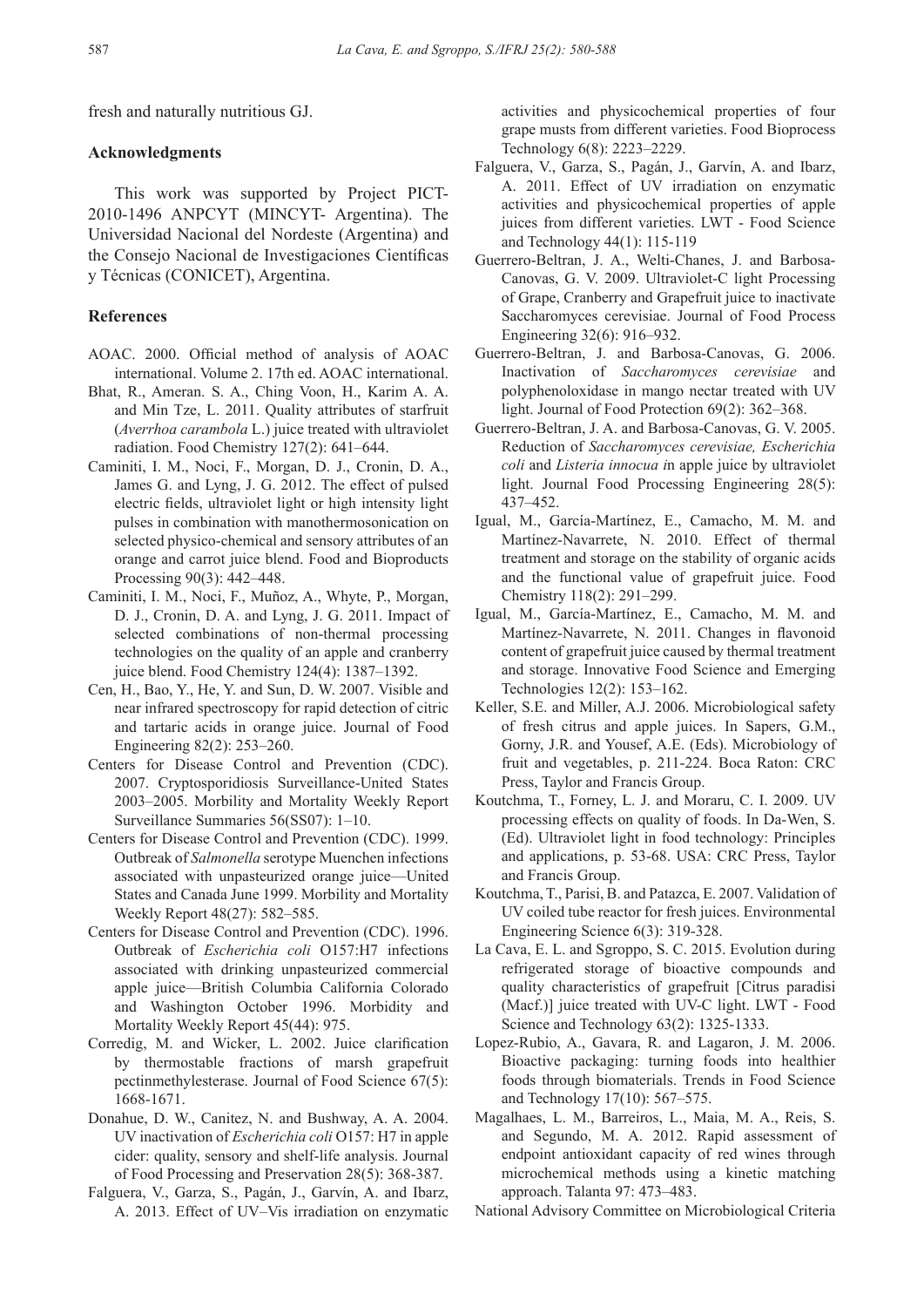fresh and naturally nutritious GJ.

## Acknowledgments

This work was supported by Project PICT-2010-1496 ANPCYT (MINCYT- Argentina). The Universidad Nacional del Nordeste (Argentina) and the Consejo Nacional de Investigaciones Científicas y Técnicas (CONICET), Argentina.

## References

AOAC. 2000. Official method of analysis of AOAC international. Volume 2. 17th ed. AOAC international.

Bhat, R., Ameran. S. A., Ching Voon, H., Karim A. A. and Min Tze, L. 2011. Quality attributes of starfruit (*Averrhoa carambola* L.) juice treated with ultraviolet radiation. Food Chemistry 127(2): 641–644.

Caminiti, I. M., Noci, F., Morgan, D. J., Cronin, D. A., James G. and Lyng, J. G. 2012. The effect of pulsed electric fields, ultraviolet light or high intensity light pulses in combination with manothermosonication on selected physico-chemical and sensory attributes of an orange and carrot juice blend. Food and Bioproducts Processing 90(3): 442–448.

Caminiti, I. M., Noci, F., Muñoz, A., Whyte, P., Morgan, D. J., Cronin, D. A. and Lyng, J. G. 2011. Impact of selected combinations of non-thermal processing technologies on the quality of an apple and cranberry juice blend. Food Chemistry 124(4): 1387–1392.

Cen, H., Bao, Y., He, Y. and Sun, D. W. 2007. Visible and near infrared spectroscopy for rapid detection of citric and tartaric acids in orange juice. Journal of Food Engineering 82(2): 253–260.

Centers for Disease Control and Prevention (CDC). 2007. Cryptosporidiosis Surveillance-United States 2003–2005. Morbility and Mortality Weekly Report Surveillance Summaries 56(SS07): 1–10.

Centers for Disease Control and Prevention (CDC). 1999. Outbreak of *Salmonella* serotype Muenchen infections associated with unpasteurized orange juice—United States and Canada June 1999. Morbility and Mortality Weekly Report 48(27): 582–585.

Centers for Disease Control and Prevention (CDC). 1996. Outbreak of *Escherichia coli* O157:H7 infections associated with drinking unpasteurized commercial apple juice—British Columbia California Colorado and Washington October 1996. Morbidity and Mortality Weekly Report 45(44): 975.

Corredig, M. and Wicker, L. 2002. Juice clarification by thermostable fractions of marsh grapefruit pectinmethylesterase. Journal of Food Science 67(5): 1668-1671.

Donahue, D. W., Canitez, N. and Bushway, A. A. 2004. UV inactivation of *Escherichia coli* O157: H7 in apple cider: quality, sensory and shelf-life analysis. Journal of Food Processing and Preservation 28(5): 368-387.

Falguera, V., Garza, S., Pagán, J., Garvín, A. and Ibarz, A. 2013. Effect of UV–Vis irradiation on enzymatic activities and physicochemical properties of four grape musts from different varieties. Food Bioprocess Technology 6(8): 2223–2229.

Falguera, V., Garza, S., Pagán, J., Garvín, A. and Ibarz, A. 2011. Effect of UV irradiation on enzymatic activities and physicochemical properties of apple juices from different varieties. LWT - Food Science and Technology 44(1): 115-119

Guerrero-Beltran, J. A., Welti-Chanes, J. and Barbosa-Canovas, G. V. 2009. Ultraviolet-C light Processing of Grape, Cranberry and Grapefruit juice to inactivate Saccharomyces cerevisiae. Journal of Food Process Engineering 32(6): 916–932.

Guerrero-Beltran, J. and Barbosa-Canovas, G. 2006. Inactivation of *Saccharomyces cerevisiae* and polyphenoloxidase in mango nectar treated with UV light. Journal of Food Protection 69(2): 362–368.

Guerrero-Beltran, J. A. and Barbosa-Canovas, G. V. 2005. Reduction of *Saccharomyces cerevisiae, Escherichia coli* and *Listeria innocua i*n apple juice by ultraviolet light. Journal Food Processing Engineering 28(5): 437–452.

Igual, M., García-Martínez, E., Camacho, M. M. and Martínez-Navarrete, N. 2010. Effect of thermal treatment and storage on the stability of organic acids and the functional value of grapefruit juice. Food Chemistry 118(2): 291–299.

Igual, M., García-Martínez, E., Camacho, M. M. and Martínez-Navarrete, N. 2011. Changes in flavonoid content of grapefruit juice caused by thermal treatment and storage. Innovative Food Science and Emerging Technologies 12(2): 153–162.

Keller, S.E. and Miller, A.J. 2006. Microbiological safety of fresh citrus and apple juices. In Sapers, G.M., Gorny, J.R. and Yousef, A.E. (Eds). Microbiology of fruit and vegetables, p. 211-224. Boca Raton: CRC Press, Taylor and Francis Group.

Koutchma, T., Forney, L. J. and Moraru, C. I. 2009. UV processing effects on quality of foods. In Da-Wen, S. (Ed). Ultraviolet light in food technology: Principles and applications, p. 53-68. USA: CRC Press, Taylor and Francis Group.

Koutchma, T., Parisi, B. and Patazca, E. 2007. Validation of UV coiled tube reactor for fresh juices. Environmental Engineering Science 6(3): 319-328.

La Cava, E. L. and Sgroppo, S. C. 2015. Evolution during refrigerated storage of bioactive compounds and quality characteristics of grapefruit [Citrus paradisi (Macf.)] juice treated with UV-C light. LWT - Food Science and Technology 63(2): 1325-1333.

Lopez-Rubio, A., Gavara, R. and Lagaron, J. M. 2006. Bioactive packaging: turning foods into healthier foods through biomaterials. Trends in Food Science and Technology 17(10): 567–575.

Magalhaes, L. M., Barreiros, L., Maia, M. A., Reis, S. and Segundo, M. A. 2012. Rapid assessment of endpoint antioxidant capacity of red wines through microchemical methods using a kinetic matching approach. Talanta 97: 473–483.

National Advisory Committee on Microbiological Criteria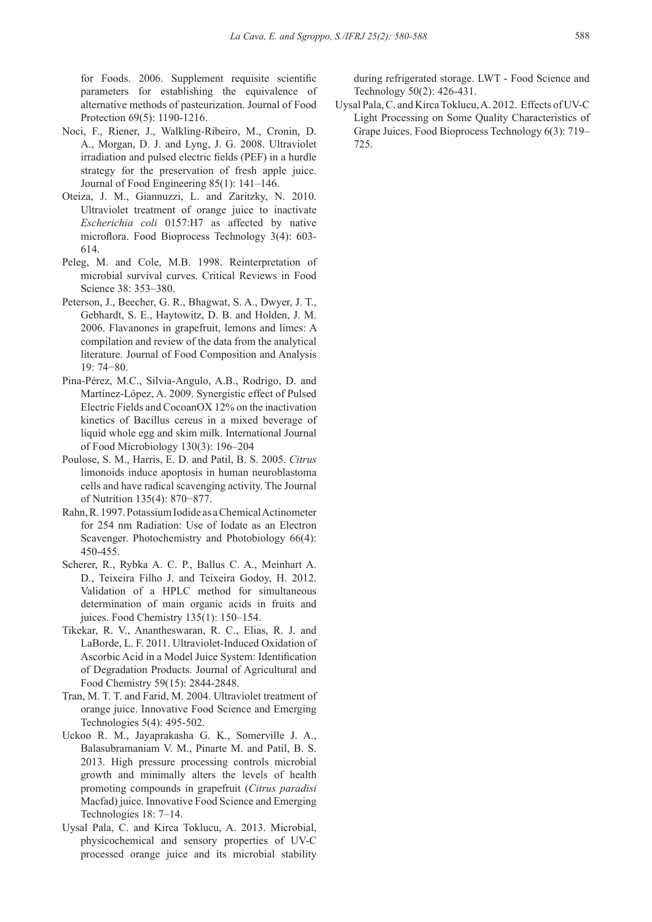for Foods. 2006. Supplement requisite scientific parameters for establishing the equivalence of alternative methods of pasteurization. Journal of Food Protection 69(5): 1190-1216.

Noci, F., Riener, J., Walkling-Ribeiro, M., Cronin, D. A., Morgan, D. J. and Lyng, J. G. 2008. Ultraviolet irradiation and pulsed electric fields (PEF) in a hurdle strategy for the preservation of fresh apple juice. Journal of Food Engineering 85(1): 141–146.

Oteiza, J. M., Giannuzzi, L. and Zaritzky, N. 2010. Ultraviolet treatment of orange juice to inactivate *Escherichia coli* 0157:H7 as affected by native microflora. Food Bioprocess Technology 3(4): 603-614.

Peleg, M. and Cole, M.B. 1998. Reinterpretation of microbial survival curves. Critical Reviews in Food Science 38: 353–380.

Peterson, J., Beecher, G. R., Bhagwat, S. A., Dwyer, J. T., Gebhardt, S. E., Haytowitz, D. B. and Holden, J. M. 2006. Flavanones in grapefruit, lemons and limes: A compilation and review of the data from the analytical literature. Journal of Food Composition and Analysis 19: 74−80.

Pina-Pérez, M.C., Silvia-Angulo, A.B., Rodrigo, D. and Martínez-López, A. 2009. Synergistic effect of Pulsed Electric Fields and CocoanOX 12% on the inactivation kinetics of Bacillus cereus in a mixed beverage of liquid whole egg and skim milk. International Journal of Food Microbiology 130(3): 196–204

Poulose, S. M., Harris, E. D. and Patil, B. S. 2005. *Citrus* limonoids induce apoptosis in human neuroblastoma cells and have radical scavenging activity. The Journal of Nutrition 135(4): 870−877.

Rahn, R. 1997. Potassium Iodide as a Chemical Actinometer for 254 nm Radiation: Use of Iodate as an Electron Scavenger. Photochemistry and Photobiology 66(4): 450-455.

Scherer, R., Rybka A. C. P., Ballus C. A., Meinhart A. D., Teixeira Filho J. and Teixeira Godoy, H. 2012. Validation of a HPLC method for simultaneous determination of main organic acids in fruits and juices. Food Chemistry 135(1): 150–154.

Tikekar, R. V., Anantheswaran, R. C., Elias, R. J. and LaBorde, L. F. 2011. Ultraviolet-Induced Oxidation of Ascorbic Acid in a Model Juice System: Identification of Degradation Products. Journal of Agricultural and Food Chemistry 59(15): 2844-2848.

Tran, M. T. T. and Farid, M. 2004. Ultraviolet treatment of orange juice. Innovative Food Science and Emerging Technologies 5(4): 495-502.

Uckoo R. M., Jayaprakasha G. K., Somerville J. A., Balasubramaniam V. M., Pinarte M. and Patil, B. S. 2013. High pressure processing controls microbial growth and minimally alters the levels of health promoting compounds in grapefruit (*Citrus paradisi* Macfad) juice. Innovative Food Science and Emerging Technologies 18: 7–14.

Uysal Pala, C. and Kirca Toklucu, A. 2013. Microbial, physicochemical and sensory properties of UV-C processed orange juice and its microbial stability during refrigerated storage. LWT - Food Science and Technology 50(2): 426-431.

Uysal Pala, C. and Kirca Toklucu, A. 2012. Effects of UV-C Light Processing on Some Quality Characteristics of Grape Juices. Food Bioprocess Technology 6(3): 719–725.